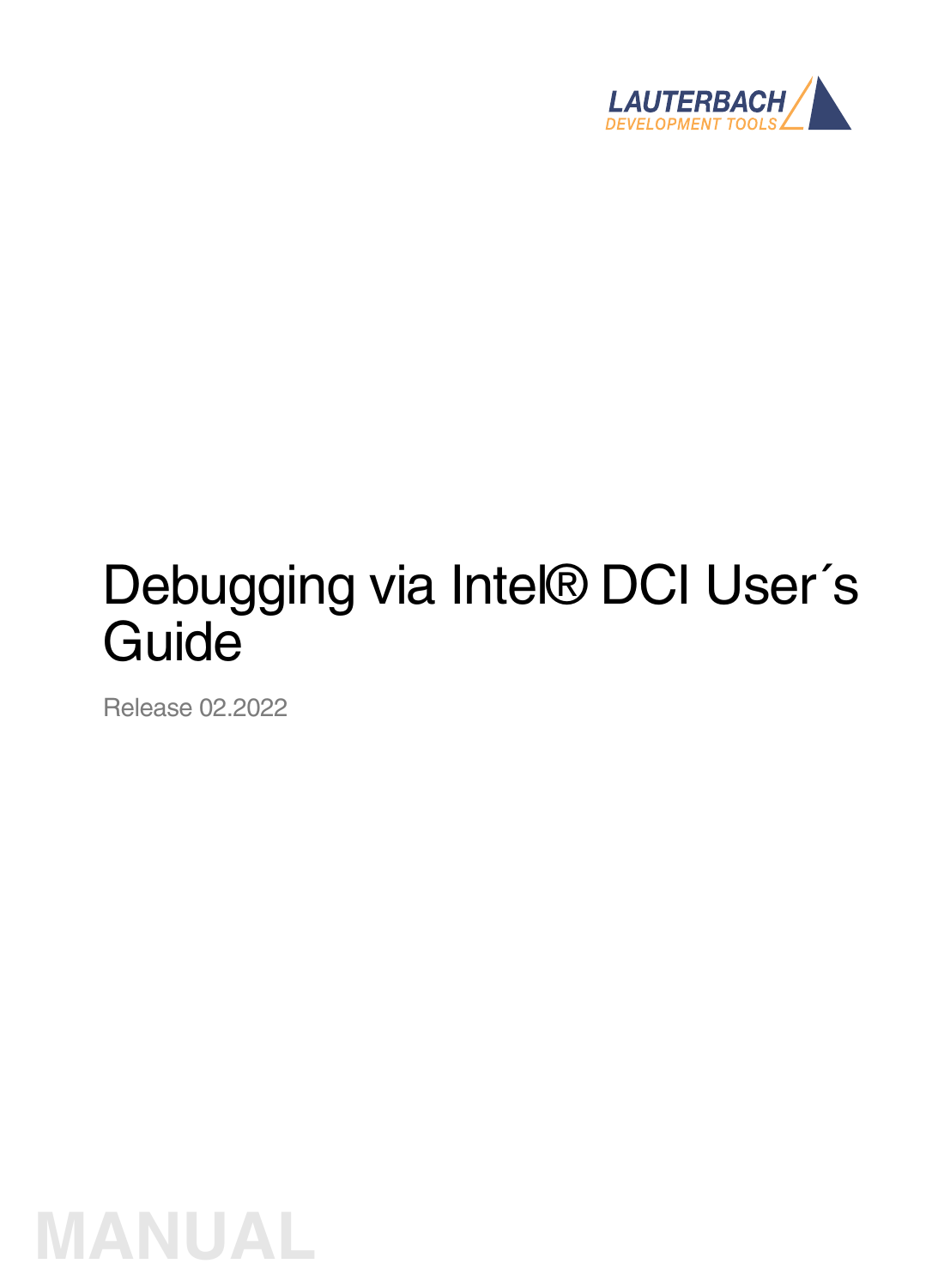# Debugging via Intel® DCI User´s Guide

Release 02.2022

MANUAL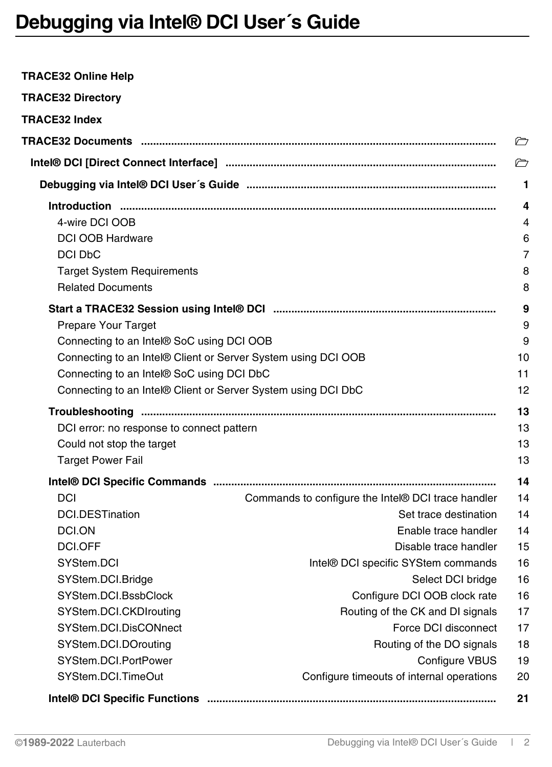# Debugging via Intel® DCI User´s Guide

**TRACE32 Online Help**

**TRACE32 Directory**

**TRACE32 Index**

**TRACE32 Documents** ......................................................................................................................

**Intel® DCI [Direct Connect Interface]** ..........................................................................................

**Debugging via Intel® DCI User´s Guide** .................................................................................. **1**

**Introduction** ........................................................................................................................... **4**

- 4-wire DCI OOB 4
- DCI OOB Hardware 6
- DCI DbC 7
- Target System Requirements 8
- Related Documents 8

**Start a TRACE32 Session using Intel® DCI** ......................................................................... **9**

- Prepare Your Target 9
- Connecting to an Intel® SoC using DCI OOB 9
- Connecting to an Intel® Client or Server System using DCI OOB 10
- Connecting to an Intel® SoC using DCI DbC 11
- Connecting to an Intel® Client or Server System using DCI DbC 12

**Troubleshooting** .................................................................................................................... **13**

- DCI error: no response to connect pattern 13
- Could not stop the target 13
- Target Power Fail 13

**Intel® DCI Specific Commands** ............................................................................................ **14**

| Command | Description | Page |
|---|---|---|
| DCI | Commands to configure the Intel® DCI trace handler | 14 |
| DCI.DESTination | Set trace destination | 14 |
| DCI.ON | Enable trace handler | 14 |
| DCI.OFF | Disable trace handler | 15 |
| SYStem.DCI | Intel® DCI specific SYStem commands | 16 |
| SYStem.DCI.Bridge | Select DCI bridge | 16 |
| SYStem.DCI.BssbClock | Configure DCI OOB clock rate | 16 |
| SYStem.DCI.CKDIrouting | Routing of the CK and DI signals | 17 |
| SYStem.DCI.DisCONnect | Force DCI disconnect | 17 |
| SYStem.DCI.DOrouting | Routing of the DO signals | 18 |
| SYStem.DCI.PortPower | Configure VBUS | 19 |
| SYStem.DCI.TimeOut | Configure timeouts of internal operations | 20 |

**Intel® DCI Specific Functions** ............................................................................................... **21**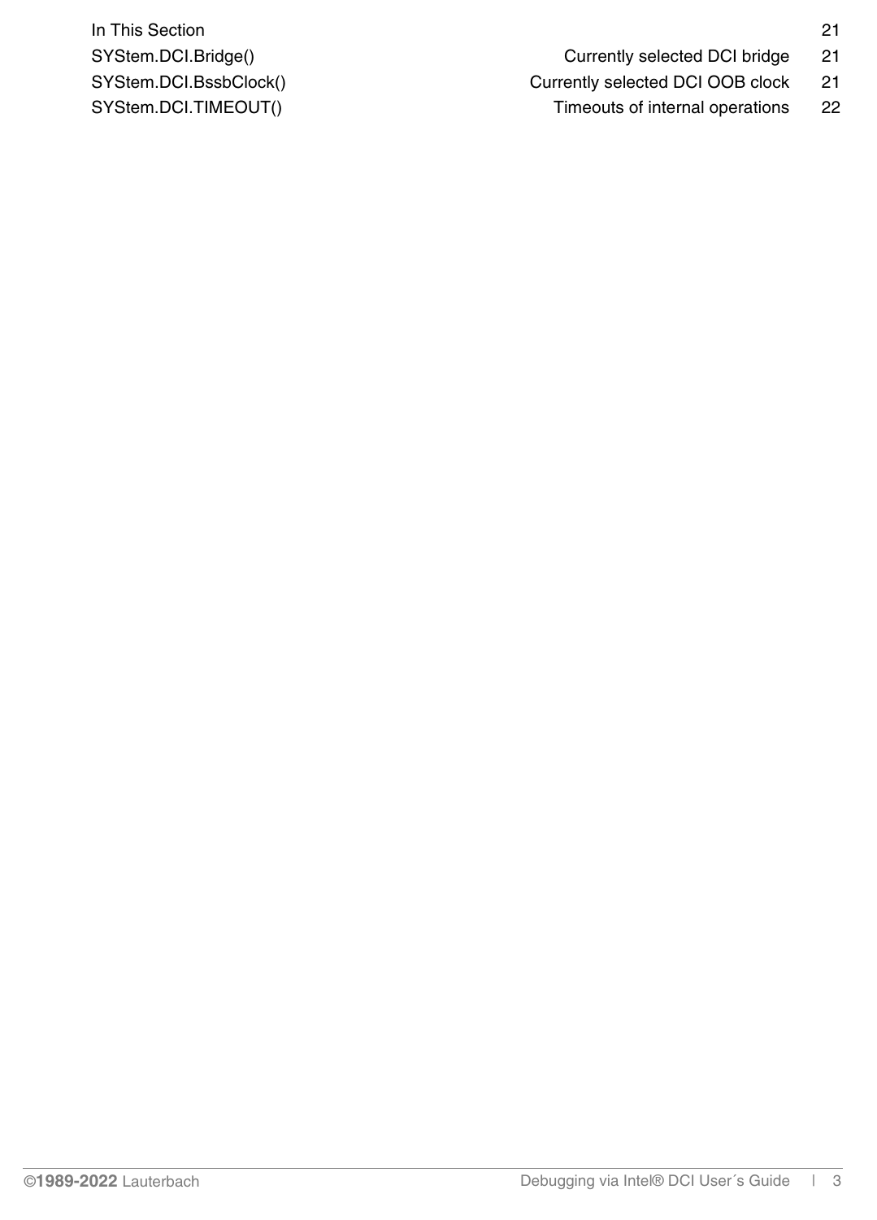| | | |
|---|---|---|
| In This Section | | 21 |
| SYStem.DCI.Bridge() | Currently selected DCI bridge | 21 |
| SYStem.DCI.BssbClock() | Currently selected DCI OOB clock | 21 |
| SYStem.DCI.TIMEOUT() | Timeouts of internal operations | 22 |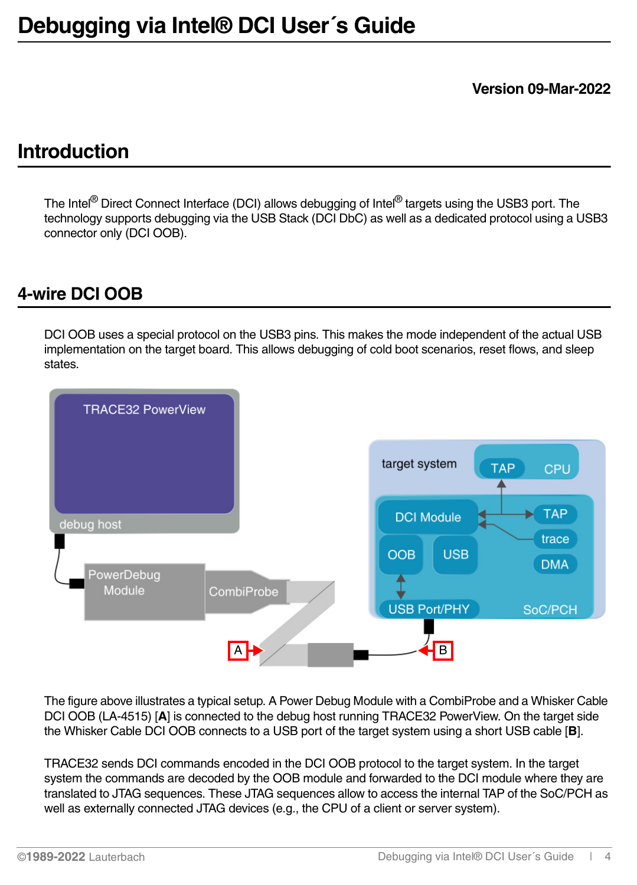# Debugging via Intel® DCI User´s Guide

**Version 09-Mar-2022**

## Introduction

The Intel® Direct Connect Interface (DCI) allows debugging of Intel® targets using the USB3 port. The technology supports debugging via the USB Stack (DCI DbC) as well as a dedicated protocol using a USB3 connector only (DCI OOB).

## 4-wire DCI OOB

DCI OOB uses a special protocol on the USB3 pins. This makes the mode independent of the actual USB implementation on the target board. This allows debugging of cold boot scenarios, reset flows, and sleep states.

The figure above illustrates a typical setup. A Power Debug Module with a CombiProbe and a Whisker Cable DCI OOB (LA-4515) [**A**] is connected to the debug host running TRACE32 PowerView. On the target side the Whisker Cable DCI OOB connects to a USB port of the target system using a short USB cable [**B**].

TRACE32 sends DCI commands encoded in the DCI OOB protocol to the target system. In the target system the commands are decoded by the OOB module and forwarded to the DCI module where they are translated to JTAG sequences. These JTAG sequences allow to access the internal TAP of the SoC/PCH as well as externally connected JTAG devices (e.g., the CPU of a client or server system).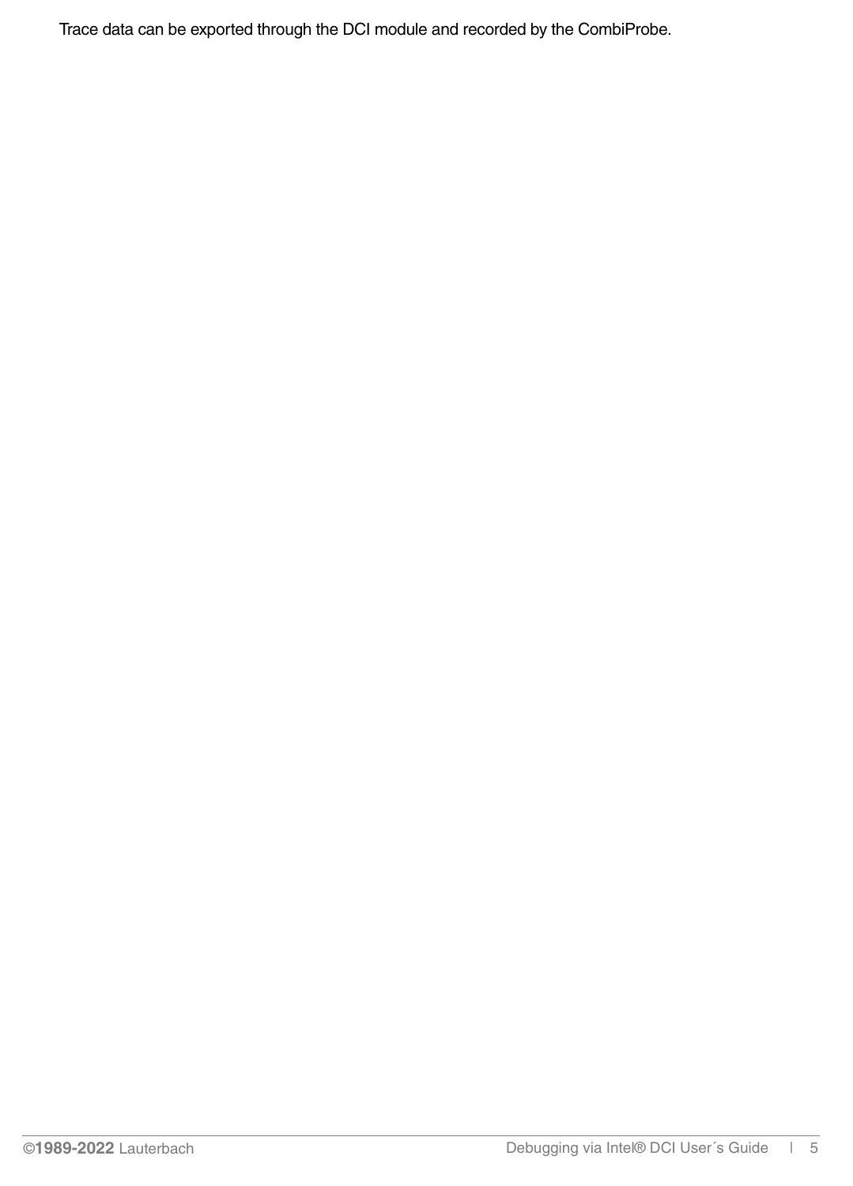Trace data can be exported through the DCI module and recorded by the CombiProbe.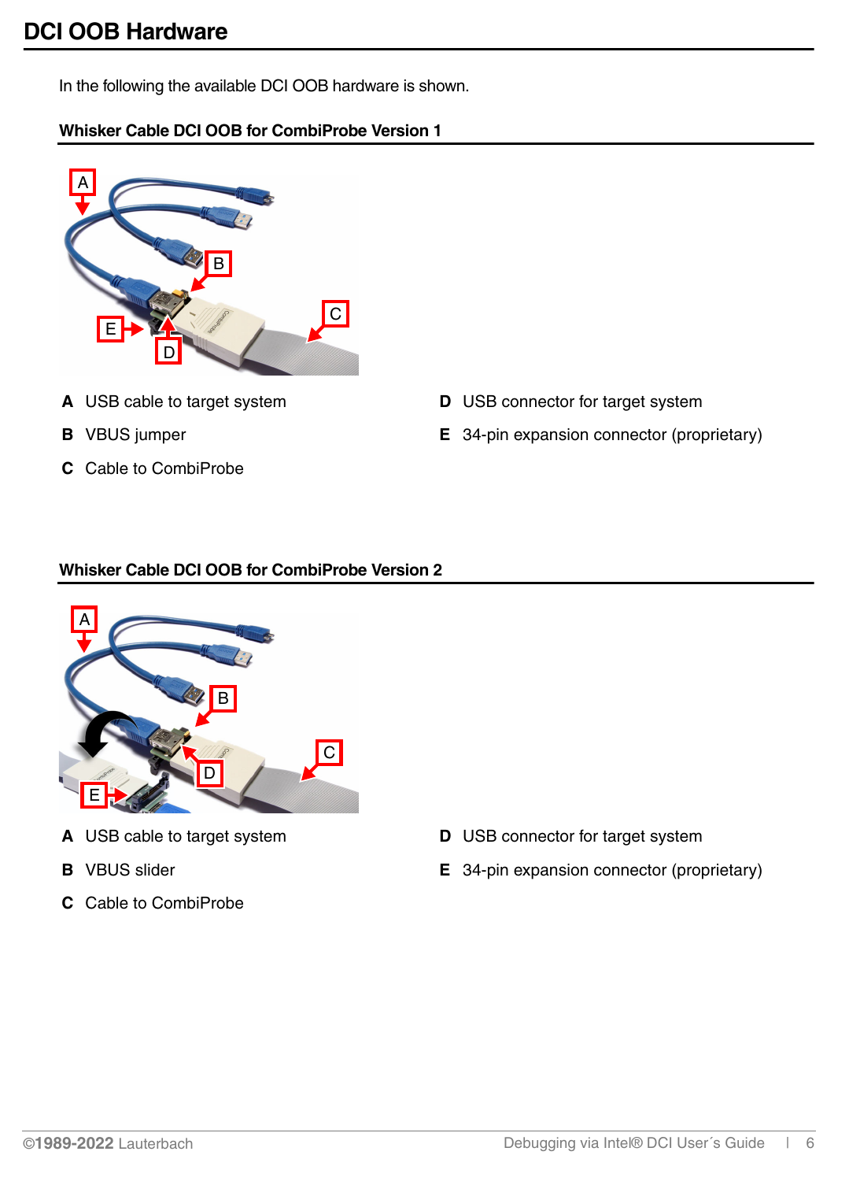# DCI OOB Hardware

In the following the available DCI OOB hardware is shown.

## Whisker Cable DCI OOB for CombiProbe Version 1

- **A** USB cable to target system
- **B** VBUS jumper
- **C** Cable to CombiProbe
- **D** USB connector for target system
- **E** 34-pin expansion connector (proprietary)

## Whisker Cable DCI OOB for CombiProbe Version 2

- **A** USB cable to target system
- **B** VBUS slider
- **C** Cable to CombiProbe
- **D** USB connector for target system
- **E** 34-pin expansion connector (proprietary)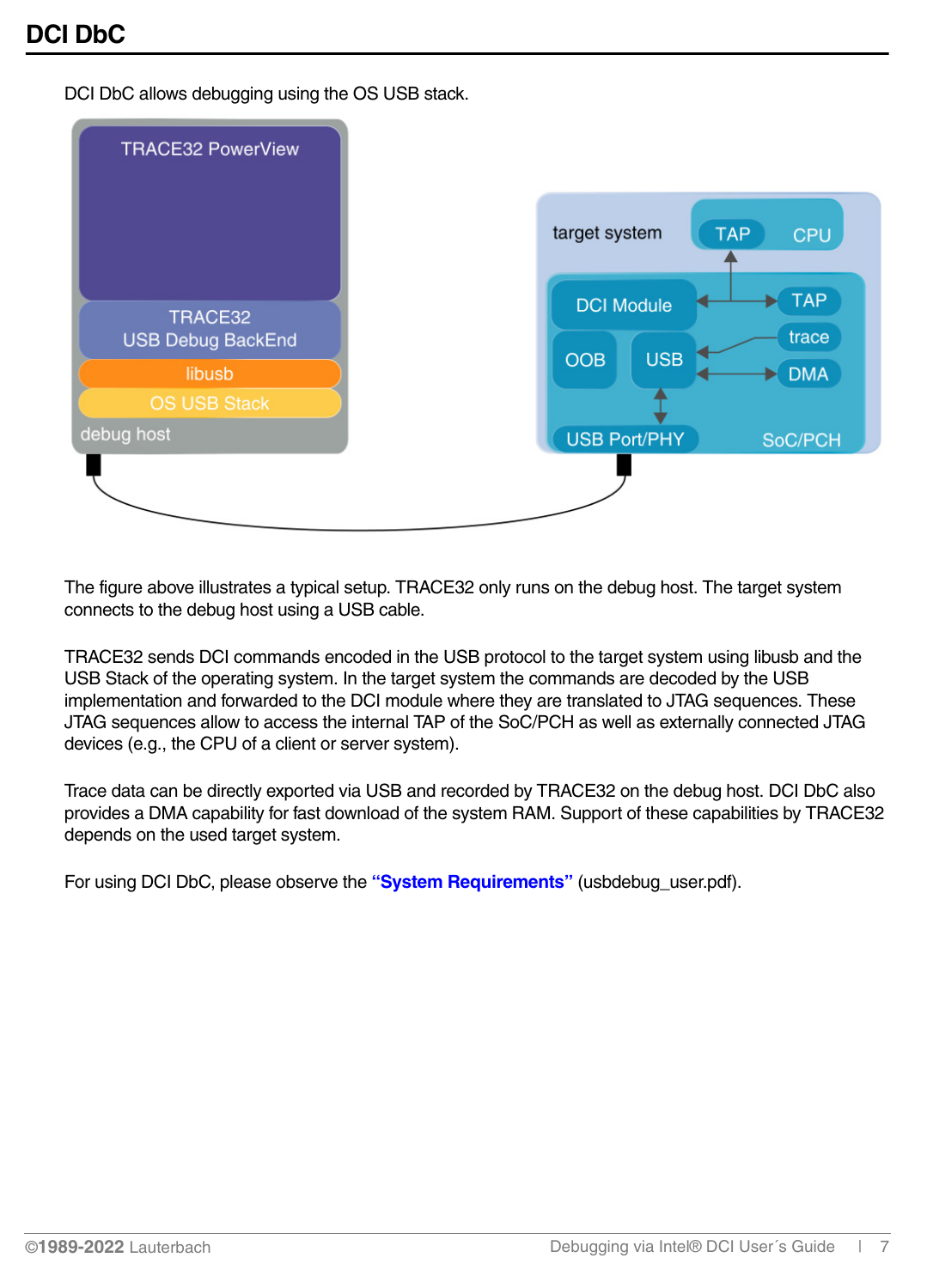# DCI DbC

DCI DbC allows debugging using the OS USB stack.

The figure above illustrates a typical setup. TRACE32 only runs on the debug host. The target system connects to the debug host using a USB cable.

TRACE32 sends DCI commands encoded in the USB protocol to the target system using libusb and the USB Stack of the operating system. In the target system the commands are decoded by the USB implementation and forwarded to the DCI module where they are translated to JTAG sequences. These JTAG sequences allow to access the internal TAP of the SoC/PCH as well as externally connected JTAG devices (e.g., the CPU of a client or server system).

Trace data can be directly exported via USB and recorded by TRACE32 on the debug host. DCI DbC also provides a DMA capability for fast download of the system RAM. Support of these capabilities by TRACE32 depends on the used target system.

For using DCI DbC, please observe the **"System Requirements"** (usbdebug_user.pdf).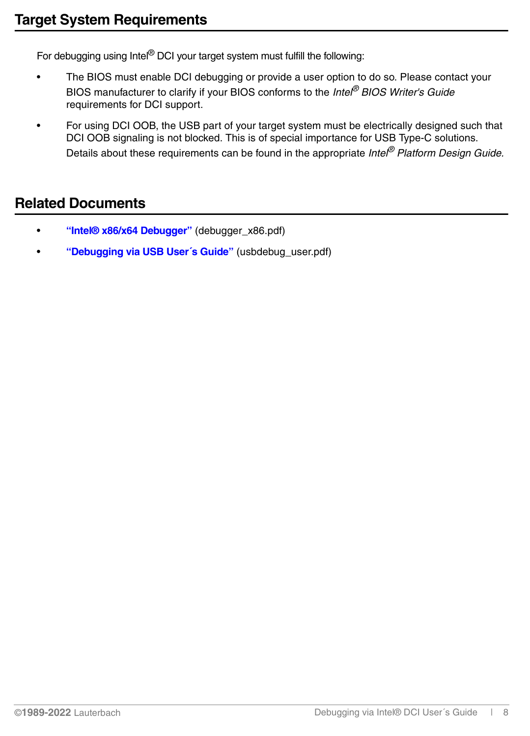## Target System Requirements

For debugging using Intel® DCI your target system must fulfill the following:

- The BIOS must enable DCI debugging or provide a user option to do so. Please contact your BIOS manufacturer to clarify if your BIOS conforms to the *Intel® BIOS Writer's Guide* requirements for DCI support.
- For using DCI OOB, the USB part of your target system must be electrically designed such that DCI OOB signaling is not blocked. This is of special importance for USB Type-C solutions. Details about these requirements can be found in the appropriate *Intel® Platform Design Guide.*

## Related Documents

- **"Intel® x86/x64 Debugger"** (debugger_x86.pdf)
- **"Debugging via USB User´s Guide"** (usbdebug_user.pdf)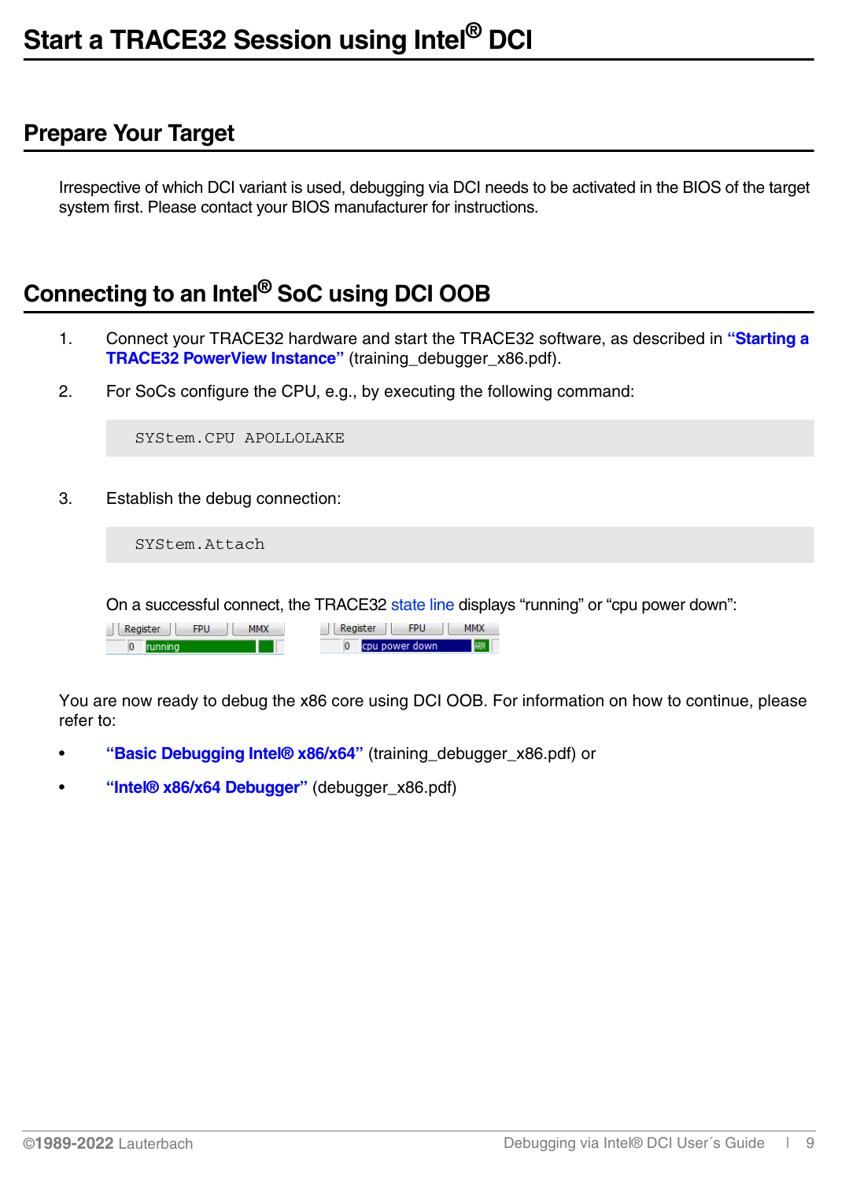# Start a TRACE32 Session using Intel® DCI

## Prepare Your Target

Irrespective of which DCI variant is used, debugging via DCI needs to be activated in the BIOS of the target system first. Please contact your BIOS manufacturer for instructions.

## Connecting to an Intel® SoC using DCI OOB

1. Connect your TRACE32 hardware and start the TRACE32 software, as described in **"Starting a TRACE32 PowerView Instance"** (training_debugger_x86.pdf).

2. For SoCs configure the CPU, e.g., by executing the following command:

```
SYStem.CPU APOLLOLAKE
```

3. Establish the debug connection:

```
SYStem.Attach
```

On a successful connect, the TRACE32 state line displays "running" or "cpu power down":

You are now ready to debug the x86 core using DCI OOB. For information on how to continue, please refer to:

- **"Basic Debugging Intel® x86/x64"** (training_debugger_x86.pdf) or
- **"Intel® x86/x64 Debugger"** (debugger_x86.pdf)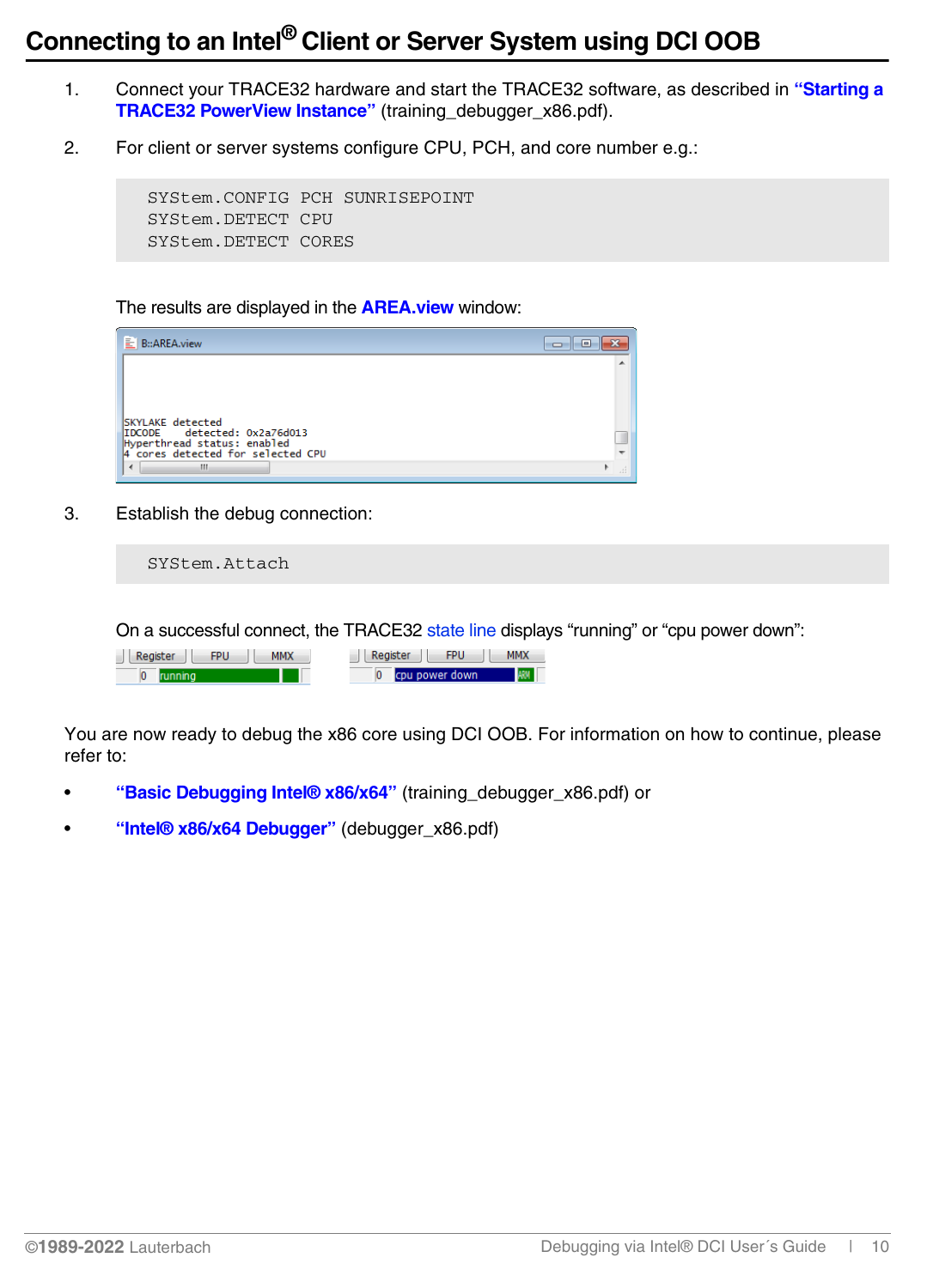# Connecting to an Intel® Client or Server System using DCI OOB

1. Connect your TRACE32 hardware and start the TRACE32 software, as described in **"Starting a TRACE32 PowerView Instance"** (training_debugger_x86.pdf).

2. For client or server systems configure CPU, PCH, and core number e.g.:

```
SYStem.CONFIG PCH SUNRISEPOINT
SYStem.DETECT CPU
SYStem.DETECT CORES
```

   The results are displayed in the **AREA.view** window:

```
SKYLAKE detected
IDCODE    detected: 0x2a76d013
Hyperthread status: enabled
4 cores detected for selected CPU
```

3. Establish the debug connection:

```
SYStem.Attach
```

   On a successful connect, the TRACE32 state line displays "running" or "cpu power down":

You are now ready to debug the x86 core using DCI OOB. For information on how to continue, please refer to:

- **"Basic Debugging Intel® x86/x64"** (training_debugger_x86.pdf) or
- **"Intel® x86/x64 Debugger"** (debugger_x86.pdf)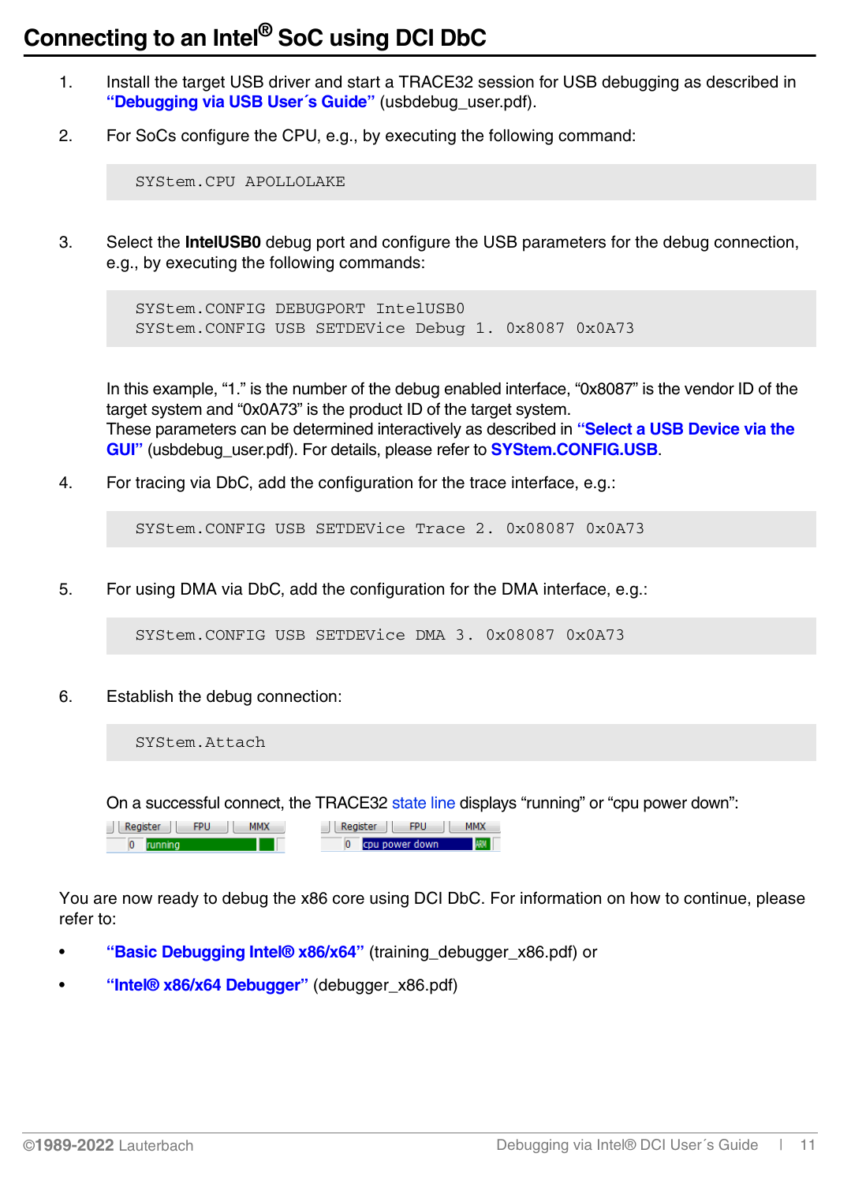# Connecting to an Intel® SoC using DCI DbC

1. Install the target USB driver and start a TRACE32 session for USB debugging as described in **"Debugging via USB User´s Guide"** (usbdebug_user.pdf).

2. For SoCs configure the CPU, e.g., by executing the following command:

```
SYStem.CPU APOLLOLAKE
```

3. Select the **IntelUSB0** debug port and configure the USB parameters for the debug connection, e.g., by executing the following commands:

```
SYStem.CONFIG DEBUGPORT IntelUSB0
SYStem.CONFIG USB SETDEVice Debug 1. 0x8087 0x0A73
```

   In this example, "1." is the number of the debug enabled interface, "0x8087" is the vendor ID of the target system and "0x0A73" is the product ID of the target system.
   These parameters can be determined interactively as described in **"Select a USB Device via the GUI"** (usbdebug_user.pdf). For details, please refer to **SYStem.CONFIG.USB**.

4. For tracing via DbC, add the configuration for the trace interface, e.g.:

```
SYStem.CONFIG USB SETDEVice Trace 2. 0x08087 0x0A73
```

5. For using DMA via DbC, add the configuration for the DMA interface, e.g.:

```
SYStem.CONFIG USB SETDEVice DMA 3. 0x08087 0x0A73
```

6. Establish the debug connection:

```
SYStem.Attach
```

   On a successful connect, the TRACE32 state line displays "running" or "cpu power down":

You are now ready to debug the x86 core using DCI DbC. For information on how to continue, please refer to:

- **"Basic Debugging Intel® x86/x64"** (training_debugger_x86.pdf) or
- **"Intel® x86/x64 Debugger"** (debugger_x86.pdf)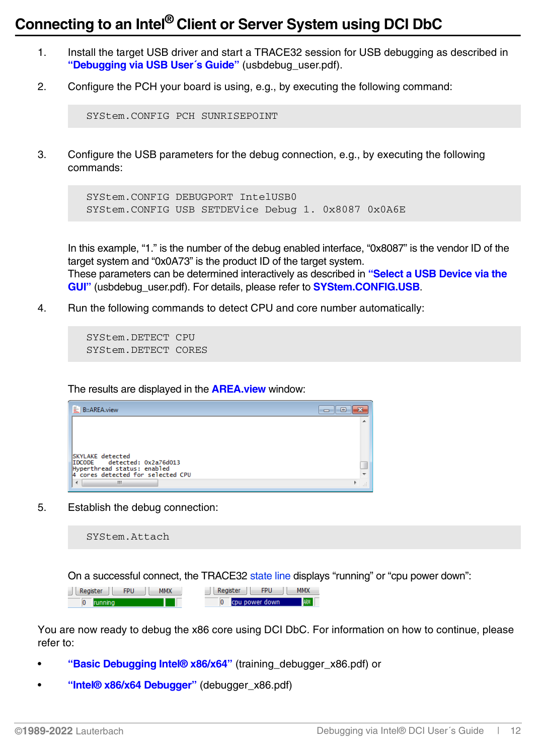# Connecting to an Intel® Client or Server System using DCI DbC

1. Install the target USB driver and start a TRACE32 session for USB debugging as described in **"Debugging via USB User´s Guide"** (usbdebug_user.pdf).

2. Configure the PCH your board is using, e.g., by executing the following command:

```
SYStem.CONFIG PCH SUNRISEPOINT
```

3. Configure the USB parameters for the debug connection, e.g., by executing the following commands:

```
SYStem.CONFIG DEBUGPORT IntelUSB0
SYStem.CONFIG USB SETDEVice Debug 1. 0x8087 0x0A6E
```

   In this example, "1." is the number of the debug enabled interface, "0x8087" is the vendor ID of the target system and "0x0A73" is the product ID of the target system.
   These parameters can be determined interactively as described in **"Select a USB Device via the GUI"** (usbdebug_user.pdf). For details, please refer to **SYStem.CONFIG.USB**.

4. Run the following commands to detect CPU and core number automatically:

```
SYStem.DETECT CPU
SYStem.DETECT CORES
```

   The results are displayed in the **AREA.view** window:

```
SKYLAKE detected
IDCODE    detected: 0x2a76d013
Hyperthread status: enabled
4 cores detected for selected CPU
```

5. Establish the debug connection:

```
SYStem.Attach
```

   On a successful connect, the TRACE32 state line displays "running" or "cpu power down":

You are now ready to debug the x86 core using DCI DbC. For information on how to continue, please refer to:

- **"Basic Debugging Intel® x86/x64"** (training_debugger_x86.pdf) or
- **"Intel® x86/x64 Debugger"** (debugger_x86.pdf)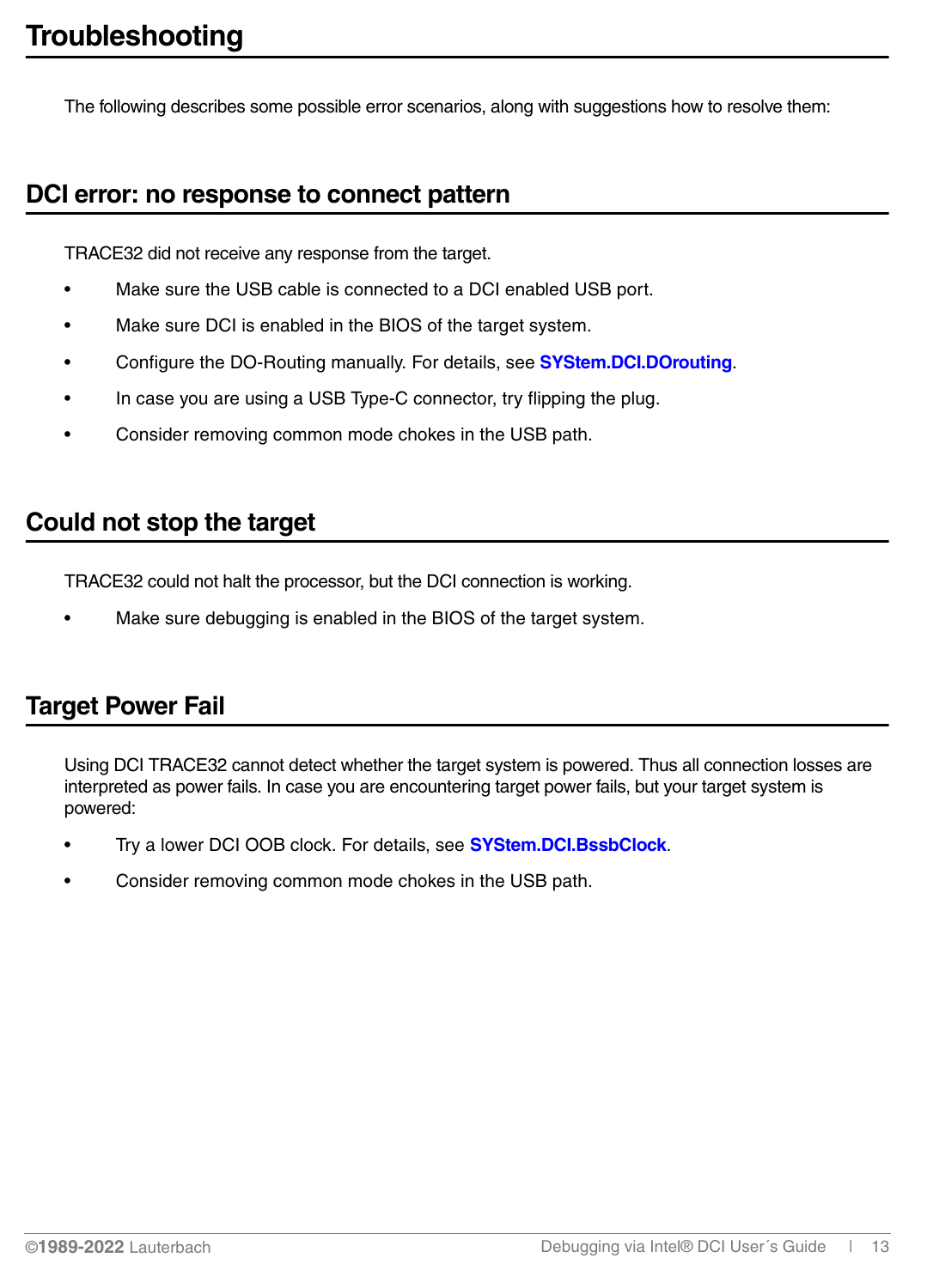# Troubleshooting

The following describes some possible error scenarios, along with suggestions how to resolve them:

## DCI error: no response to connect pattern

TRACE32 did not receive any response from the target.

- Make sure the USB cable is connected to a DCI enabled USB port.
- Make sure DCI is enabled in the BIOS of the target system.
- Configure the DO-Routing manually. For details, see **SYStem.DCI.DOrouting**.
- In case you are using a USB Type-C connector, try flipping the plug.
- Consider removing common mode chokes in the USB path.

## Could not stop the target

TRACE32 could not halt the processor, but the DCI connection is working.

- Make sure debugging is enabled in the BIOS of the target system.

## Target Power Fail

Using DCI TRACE32 cannot detect whether the target system is powered. Thus all connection losses are interpreted as power fails. In case you are encountering target power fails, but your target system is powered:

- Try a lower DCI OOB clock. For details, see **SYStem.DCI.BssbClock**.
- Consider removing common mode chokes in the USB path.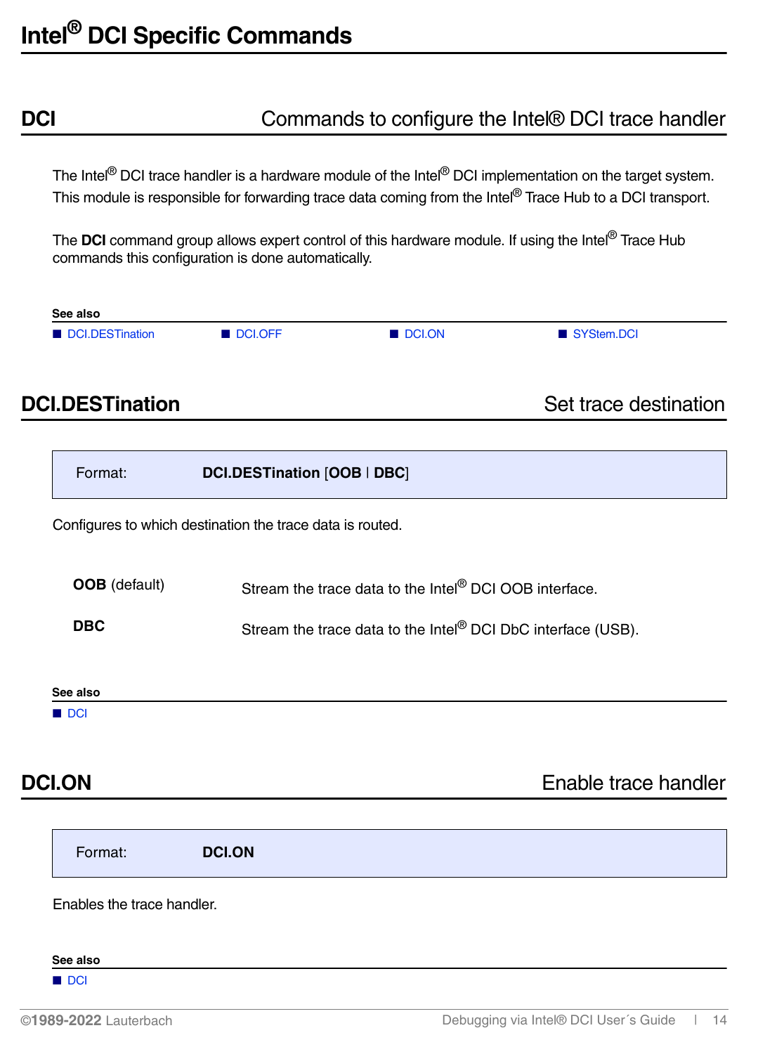# Intel® DCI Specific Commands

## DCI — Commands to configure the Intel® DCI trace handler

The Intel® DCI trace handler is a hardware module of the Intel® DCI implementation on the target system. This module is responsible for forwarding trace data coming from the Intel® Trace Hub to a DCI transport.

The **DCI** command group allows expert control of this hardware module. If using the Intel® Trace Hub commands this configuration is done automatically.

**See also**

- DCI.DESTination
- DCI.OFF
- DCI.ON
- SYStem.DCI

## DCI.DESTination — Set trace destination

Format: **DCI.DESTination** [**OOB** | **DBC**]

Configures to which destination the trace data is routed.

| | |
|---|---|
| **OOB** (default) | Stream the trace data to the Intel® DCI OOB interface. |
| **DBC** | Stream the trace data to the Intel® DCI DbC interface (USB). |

**See also**

- DCI

## DCI.ON — Enable trace handler

Format: **DCI.ON**

Enables the trace handler.

**See also**

- DCI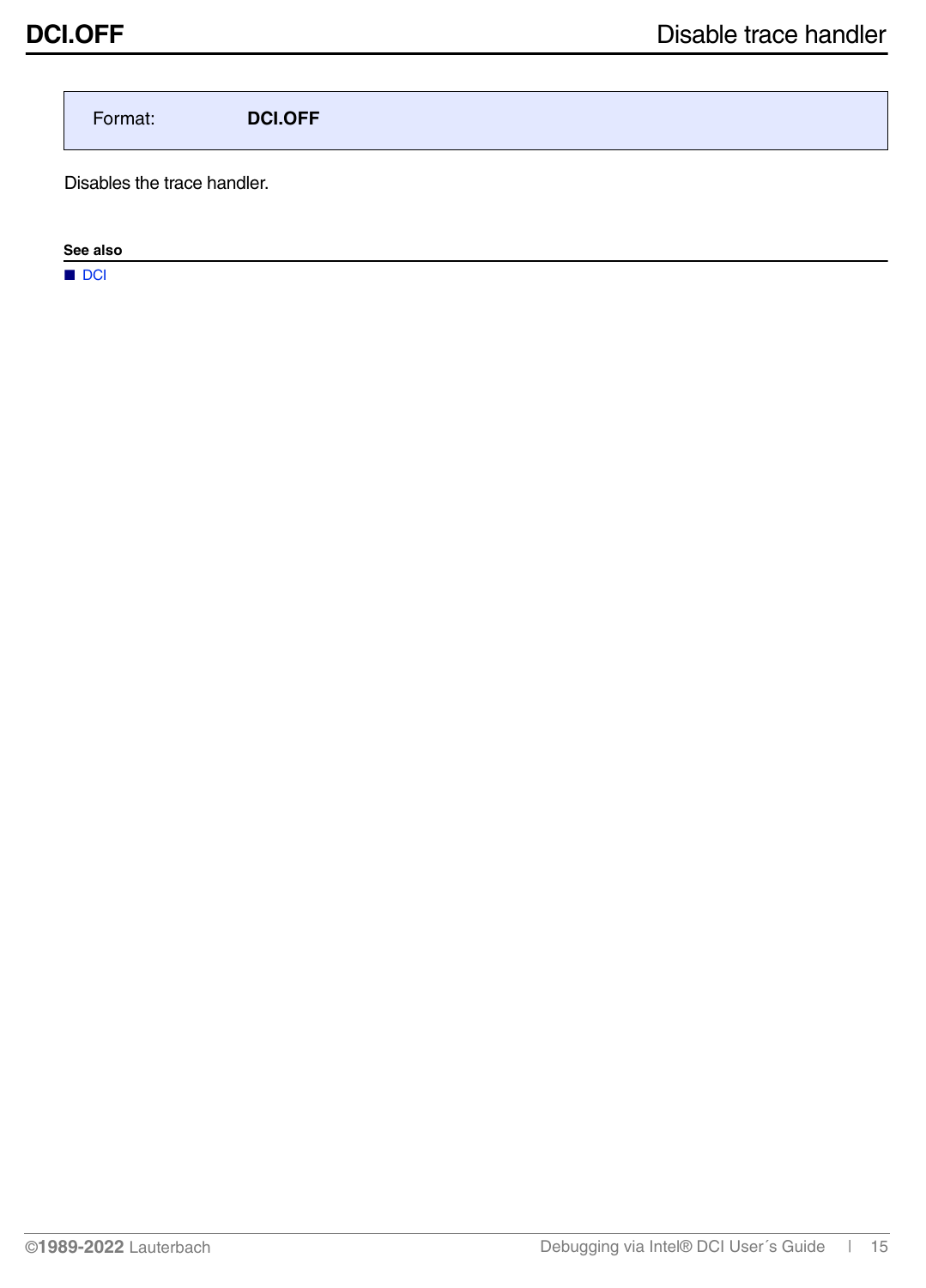# DCI.OFF  Disable trace handler

| Format: | **DCI.OFF** |
|---|---|

Disables the trace handler.

**See also**

- DCI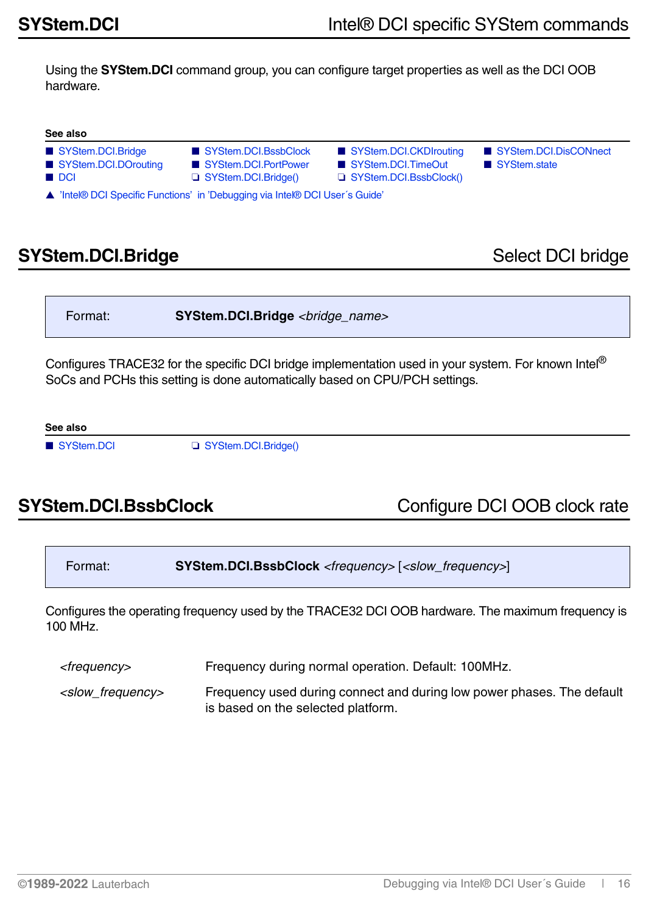## SYStem.DCI — Intel® DCI specific SYStem commands

Using the **SYStem.DCI** command group, you can configure target properties as well as the DCI OOB hardware.

**See also**

- ■ SYStem.DCI.Bridge
- ■ SYStem.DCI.BssbClock
- ■ SYStem.DCI.CKDIrouting
- ■ SYStem.DCI.DisCONnect
- ■ SYStem.DCI.DOrouting
- ■ SYStem.DCI.PortPower
- ■ SYStem.DCI.TimeOut
- ■ SYStem.state
- ■ DCI
- ❏ SYStem.DCI.Bridge()
- ❏ SYStem.DCI.BssbClock()
- ▲ 'Intel® DCI Specific Functions' in 'Debugging via Intel® DCI User´s Guide'

## SYStem.DCI.Bridge — Select DCI bridge

Format: **SYStem.DCI.Bridge** *<bridge_name>*

Configures TRACE32 for the specific DCI bridge implementation used in your system. For known Intel® SoCs and PCHs this setting is done automatically based on CPU/PCH settings.

**See also**

- ■ SYStem.DCI
- ❏ SYStem.DCI.Bridge()

## SYStem.DCI.BssbClock — Configure DCI OOB clock rate

Format: **SYStem.DCI.BssbClock** *<frequency>* [*<slow_frequency>*]

Configures the operating frequency used by the TRACE32 DCI OOB hardware. The maximum frequency is 100 MHz.

| | |
|---|---|
| *<frequency>* | Frequency during normal operation. Default: 100MHz. |
| *<slow_frequency>* | Frequency used during connect and during low power phases. The default is based on the selected platform. |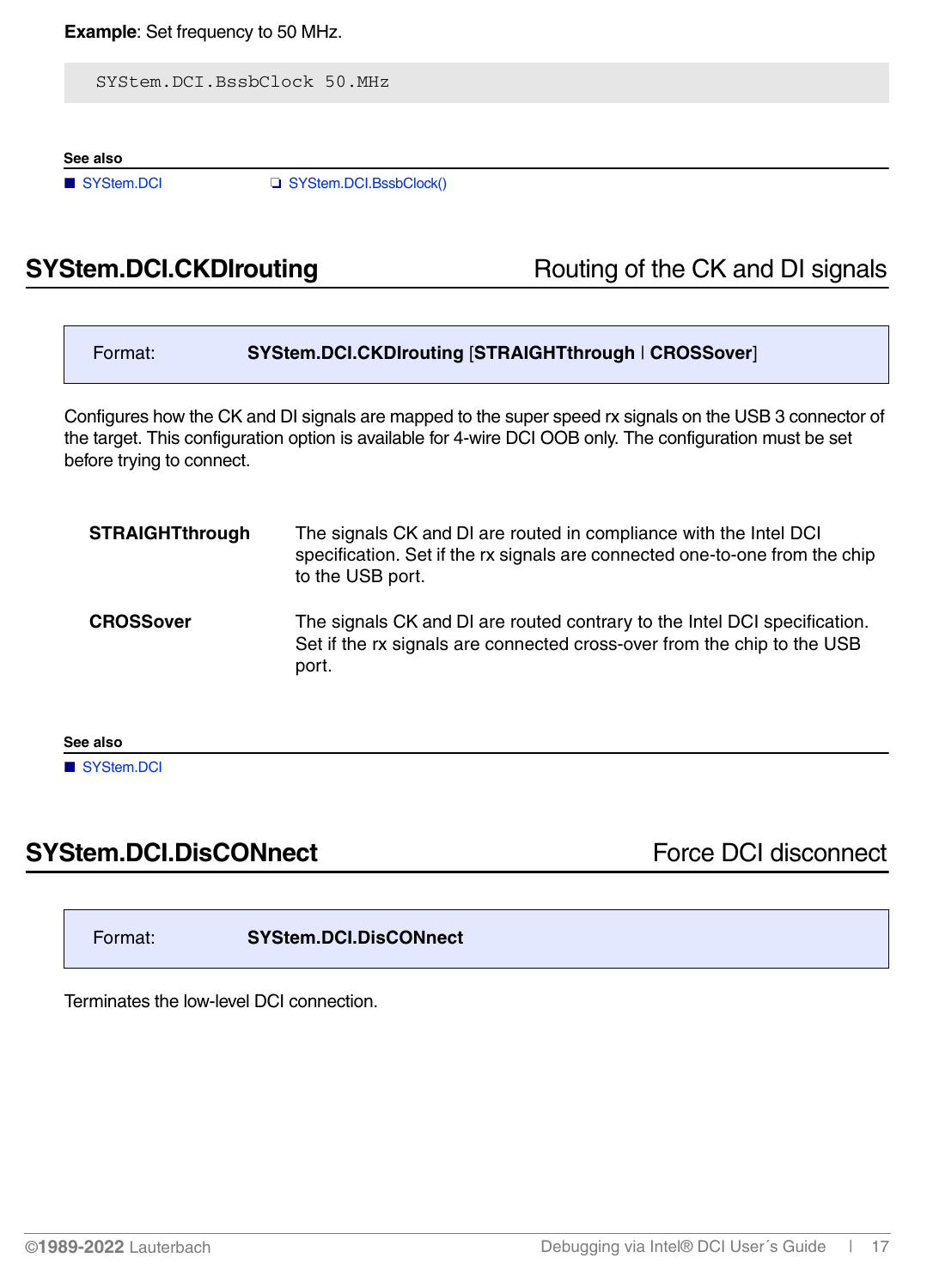**Example**: Set frequency to 50 MHz.

```
SYStem.DCI.BssbClock 50.MHz
```

**See also**

- SYStem.DCI
- SYStem.DCI.BssbClock()

## SYStem.DCI.CKDIrouting — Routing of the CK and DI signals

Format: **SYStem.DCI.CKDIrouting** [**STRAIGHTthrough** | **CROSSover**]

Configures how the CK and DI signals are mapped to the super speed rx signals on the USB 3 connector of the target. This configuration option is available for 4-wire DCI OOB only. The configuration must be set before trying to connect.

| | |
|---|---|
| **STRAIGHTthrough** | The signals CK and DI are routed in compliance with the Intel DCI specification. Set if the rx signals are connected one-to-one from the chip to the USB port. |
| **CROSSover** | The signals CK and DI are routed contrary to the Intel DCI specification. Set if the rx signals are connected cross-over from the chip to the USB port. |

**See also**

- SYStem.DCI

## SYStem.DCI.DisCONnect — Force DCI disconnect

Format: **SYStem.DCI.DisCONnect**

Terminates the low-level DCI connection.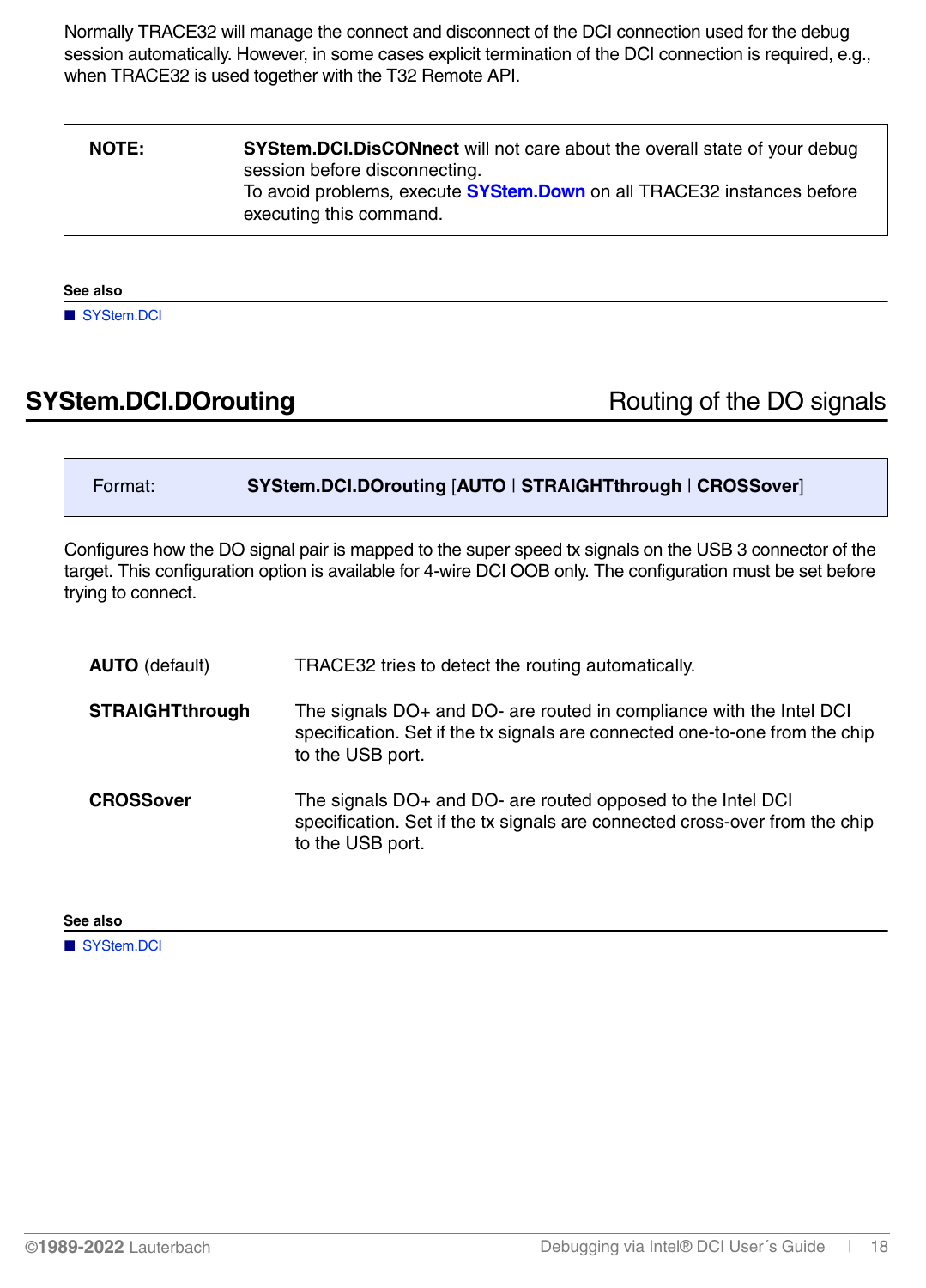Normally TRACE32 will manage the connect and disconnect of the DCI connection used for the debug session automatically. However, in some cases explicit termination of the DCI connection is required, e.g., when TRACE32 is used together with the T32 Remote API.

| NOTE: | **SYStem.DCI.DisCONnect** will not care about the overall state of your debug session before disconnecting. To avoid problems, execute **SYStem.Down** on all TRACE32 instances before executing this command. |
|---|---|

**See also**

- SYStem.DCI

## SYStem.DCI.DOrouting — Routing of the DO signals

| Format: | **SYStem.DCI.DOrouting** [**AUTO** \| **STRAIGHTthrough** \| **CROSSover**] |
|---|---|

Configures how the DO signal pair is mapped to the super speed tx signals on the USB 3 connector of the target. This configuration option is available for 4-wire DCI OOB only. The configuration must be set before trying to connect.

| | |
|---|---|
| **AUTO** (default) | TRACE32 tries to detect the routing automatically. |
| **STRAIGHTthrough** | The signals DO+ and DO- are routed in compliance with the Intel DCI specification. Set if the tx signals are connected one-to-one from the chip to the USB port. |
| **CROSSover** | The signals DO+ and DO- are routed opposed to the Intel DCI specification. Set if the tx signals are connected cross-over from the chip to the USB port. |

**See also**

- SYStem.DCI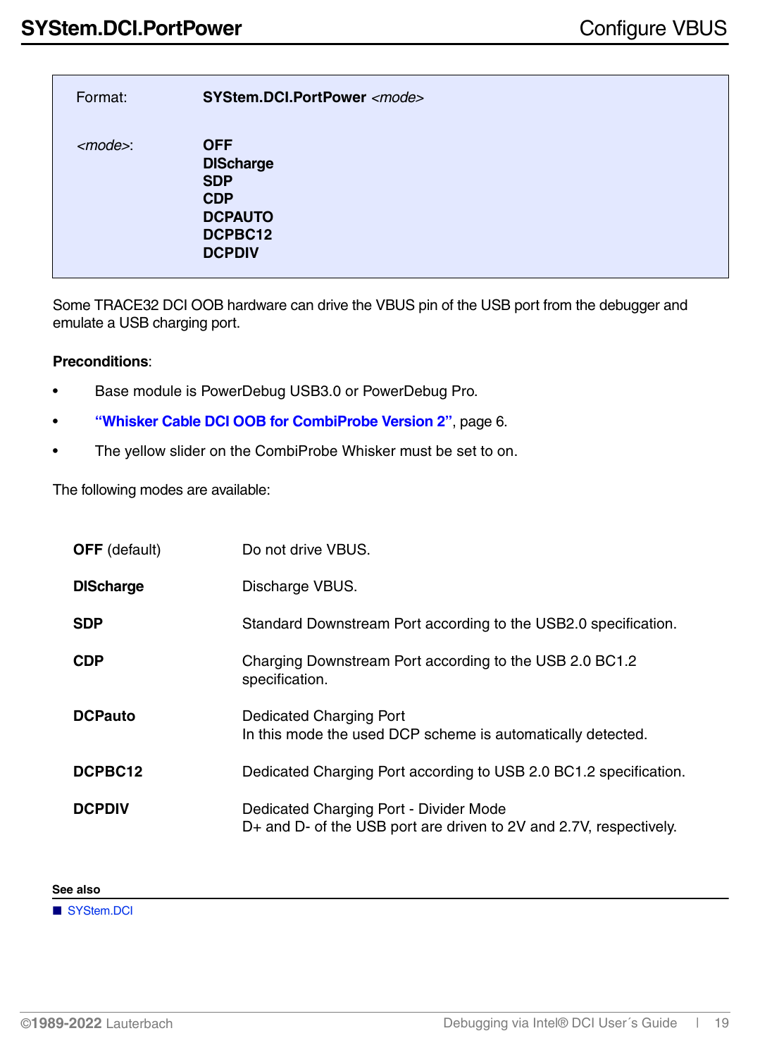## SYStem.DCI.PortPower

Configure VBUS

| Format: | **SYStem.DCI.PortPower** *<mode>* |
|---|---|
| *<mode>*: | **OFF**<br>**DIScharge**<br>**SDP**<br>**CDP**<br>**DCPAUTO**<br>**DCPBC12**<br>**DCPDIV** |

Some TRACE32 DCI OOB hardware can drive the VBUS pin of the USB port from the debugger and emulate a USB charging port.

**Preconditions**:

- Base module is PowerDebug USB3.0 or PowerDebug Pro.
- **"Whisker Cable DCI OOB for CombiProbe Version 2"**, page 6.
- The yellow slider on the CombiProbe Whisker must be set to on.

The following modes are available:

| | |
|---|---|
| **OFF** (default) | Do not drive VBUS. |
| **DIScharge** | Discharge VBUS. |
| **SDP** | Standard Downstream Port according to the USB2.0 specification. |
| **CDP** | Charging Downstream Port according to the USB 2.0 BC1.2 specification. |
| **DCPauto** | Dedicated Charging Port<br>In this mode the used DCP scheme is automatically detected. |
| **DCPBC12** | Dedicated Charging Port according to USB 2.0 BC1.2 specification. |
| **DCPDIV** | Dedicated Charging Port - Divider Mode<br>D+ and D- of the USB port are driven to 2V and 2.7V, respectively. |

**See also**

- SYStem.DCI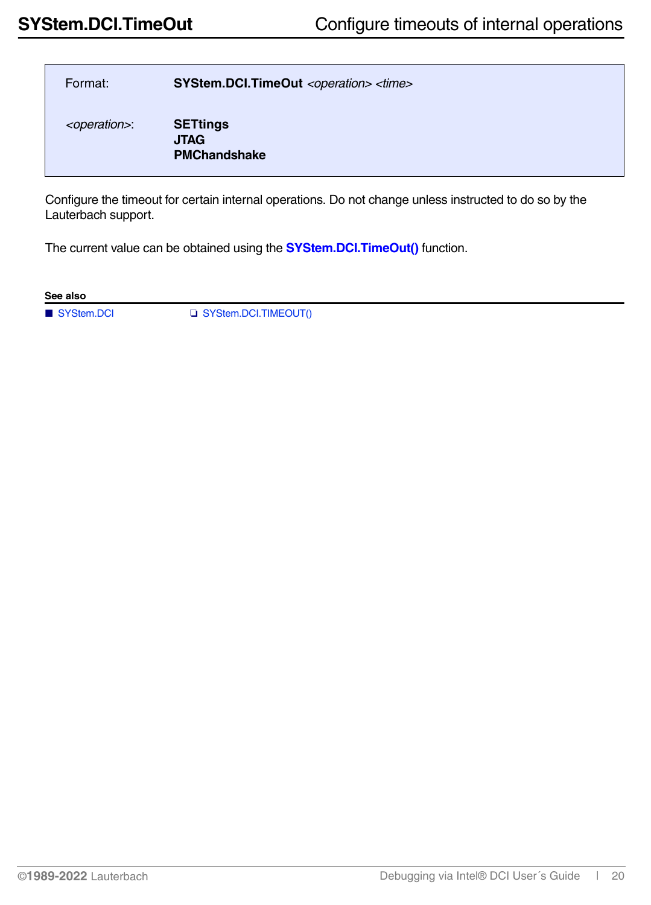# SYStem.DCI.TimeOut — Configure timeouts of internal operations

| | |
|---|---|
| Format: | **SYStem.DCI.TimeOut** *<operation> <time>* |
| *<operation>*: | **SETtings**<br>**JTAG**<br>**PMChandshake** |

Configure the timeout for certain internal operations. Do not change unless instructed to do so by the Lauterbach support.

The current value can be obtained using the **SYStem.DCI.TimeOut()** function.

**See also**

- SYStem.DCI
- SYStem.DCI.TIMEOUT()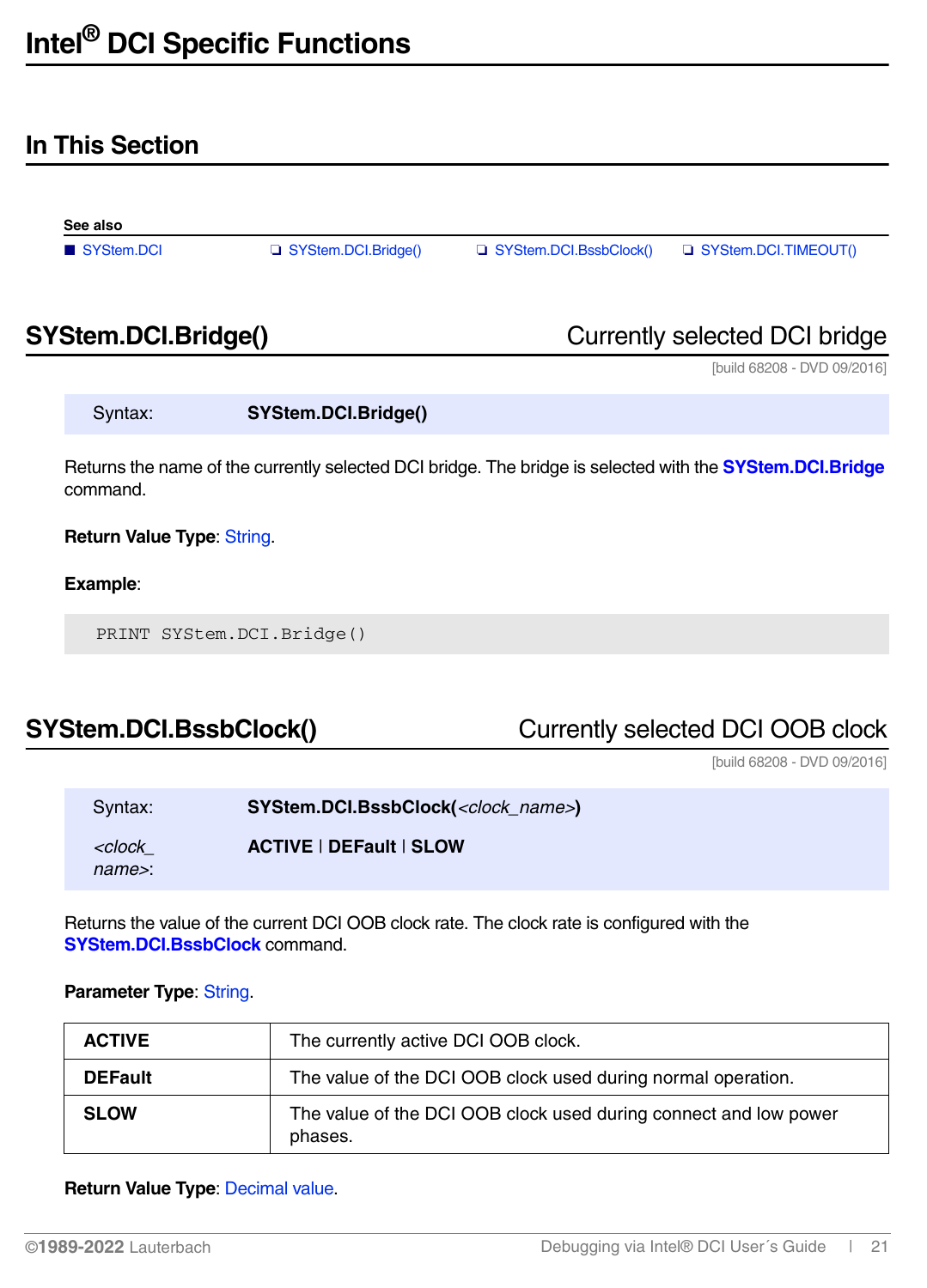# Intel® DCI Specific Functions

## In This Section

**See also**

■ SYStem.DCI ❏ SYStem.DCI.Bridge() ❏ SYStem.DCI.BssbClock() ❏ SYStem.DCI.TIMEOUT()

## SYStem.DCI.Bridge() Currently selected DCI bridge

[build 68208 - DVD 09/2016]

Syntax: **SYStem.DCI.Bridge()**

Returns the name of the currently selected DCI bridge. The bridge is selected with the **SYStem.DCI.Bridge** command.

**Return Value Type**: String.

**Example**:

```
PRINT SYStem.DCI.Bridge()
```

## SYStem.DCI.BssbClock() Currently selected DCI OOB clock

[build 68208 - DVD 09/2016]

Syntax: **SYStem.DCI.BssbClock(***<clock_name>***)**

*<clock_name>*: **ACTIVE** | **DEFault** | **SLOW**

Returns the value of the current DCI OOB clock rate. The clock rate is configured with the **SYStem.DCI.BssbClock** command.

**Parameter Type**: String.

| | |
|---|---|
| **ACTIVE** | The currently active DCI OOB clock. |
| **DEFault** | The value of the DCI OOB clock used during normal operation. |
| **SLOW** | The value of the DCI OOB clock used during connect and low power phases. |

**Return Value Type**: Decimal value.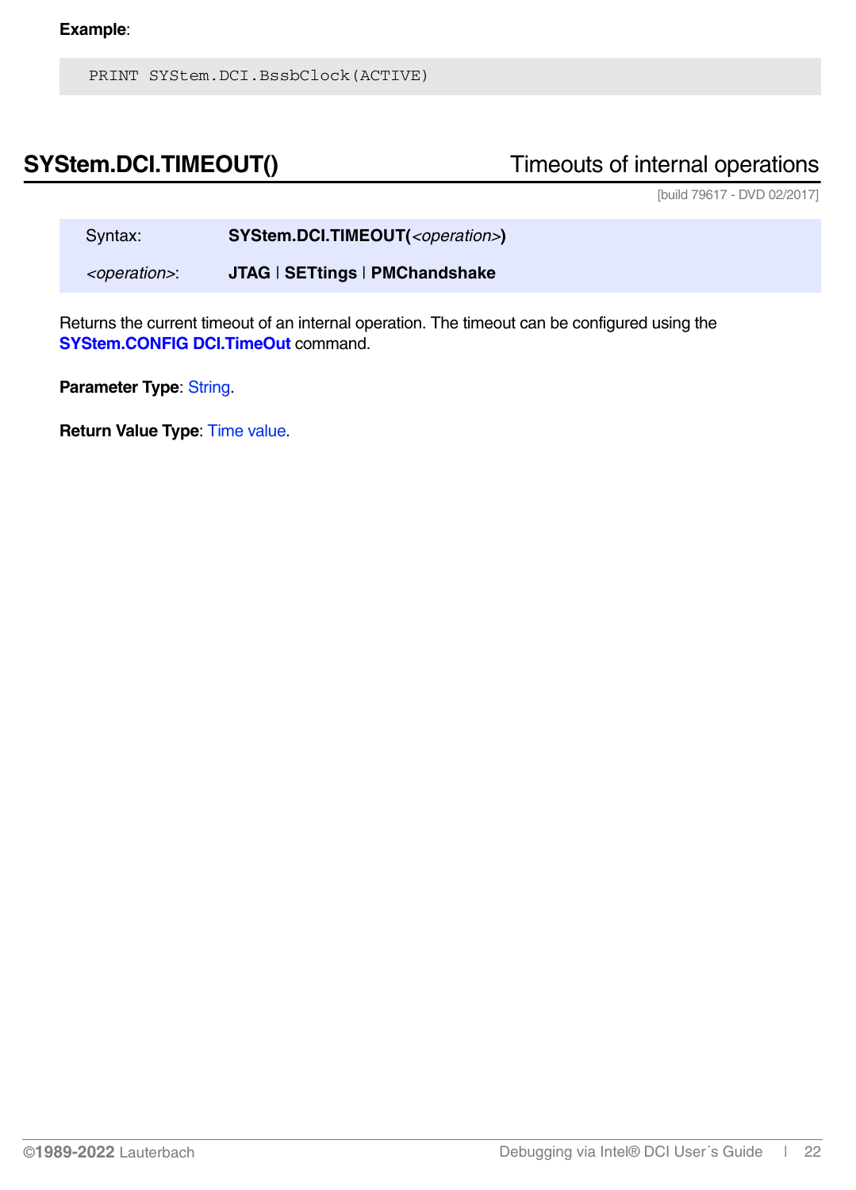**Example**:

```
PRINT SYStem.DCI.BssbClock(ACTIVE)
```

## SYStem.DCI.TIMEOUT() — Timeouts of internal operations

[build 79617 - DVD 02/2017]

| | |
|---|---|
| Syntax: | **SYStem.DCI.TIMEOUT(***<operation>***)** |
| *<operation>*: | **JTAG** \| **SETtings** \| **PMChandshake** |

Returns the current timeout of an internal operation. The timeout can be configured using the **SYStem.CONFIG DCI.TimeOut** command.

**Parameter Type**: String.

**Return Value Type**: Time value.